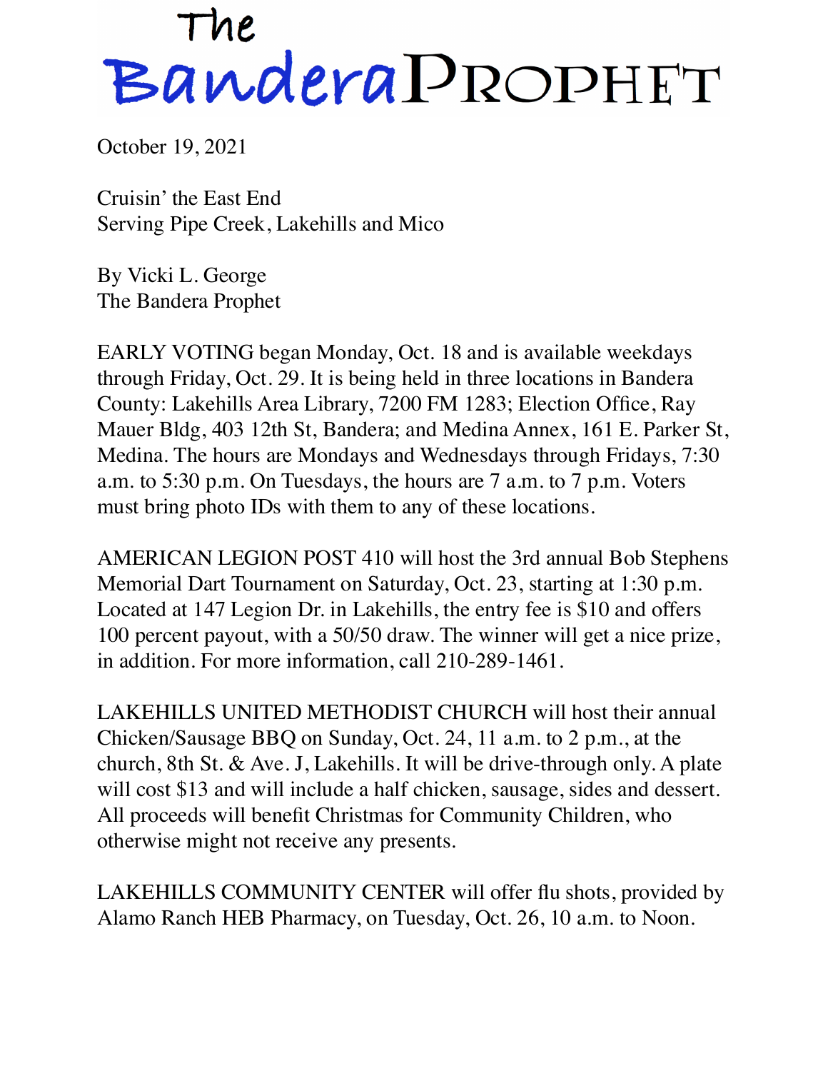# The Bandera Prophet

October 19, 2021

Cruisin' the East End
Serving Pipe Creek, Lakehills and Mico

By Vicki L. George
The Bandera Prophet

EARLY VOTING began Monday, Oct. 18 and is available weekdays through Friday, Oct. 29. It is being held in three locations in Bandera County: Lakehills Area Library, 7200 FM 1283; Election Office, Ray Mauer Bldg, 403 12th St, Bandera; and Medina Annex, 161 E. Parker St, Medina. The hours are Mondays and Wednesdays through Fridays, 7:30 a.m. to 5:30 p.m. On Tuesdays, the hours are 7 a.m. to 7 p.m. Voters must bring photo IDs with them to any of these locations.

AMERICAN LEGION POST 410 will host the 3rd annual Bob Stephens Memorial Dart Tournament on Saturday, Oct. 23, starting at 1:30 p.m. Located at 147 Legion Dr. in Lakehills, the entry fee is $10 and offers 100 percent payout, with a 50/50 draw. The winner will get a nice prize, in addition. For more information, call 210-289-1461.

LAKEHILLS UNITED METHODIST CHURCH will host their annual Chicken/Sausage BBQ on Sunday, Oct. 24, 11 a.m. to 2 p.m., at the church, 8th St. & Ave. J, Lakehills. It will be drive-through only. A plate will cost $13 and will include a half chicken, sausage, sides and dessert. All proceeds will benefit Christmas for Community Children, who otherwise might not receive any presents.

LAKEHILLS COMMUNITY CENTER will offer flu shots, provided by Alamo Ranch HEB Pharmacy, on Tuesday, Oct. 26, 10 a.m. to Noon.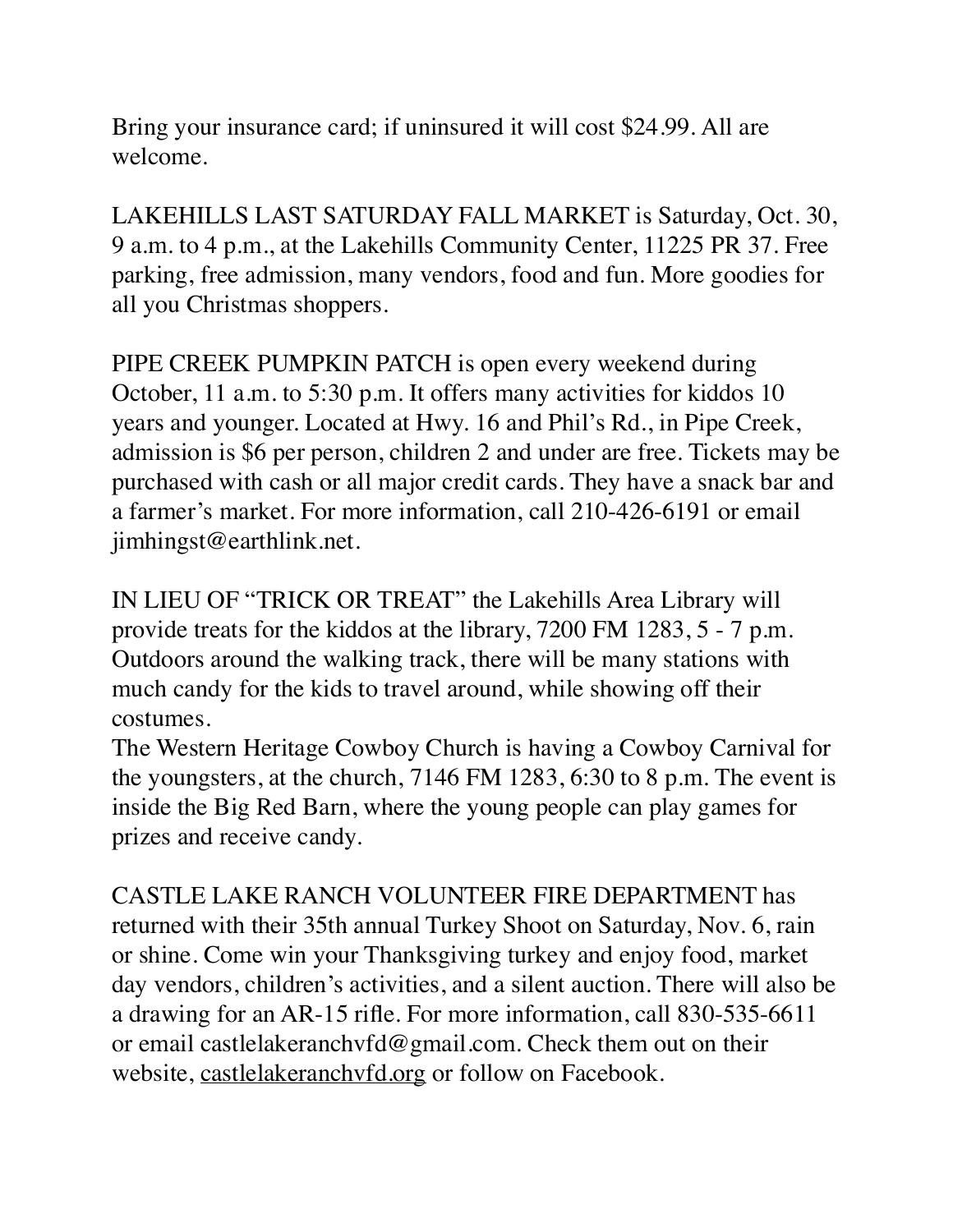Bring your insurance card; if uninsured it will cost $24.99. All are welcome.

LAKEHILLS LAST SATURDAY FALL MARKET is Saturday, Oct. 30, 9 a.m. to 4 p.m., at the Lakehills Community Center, 11225 PR 37. Free parking, free admission, many vendors, food and fun. More goodies for all you Christmas shoppers.

PIPE CREEK PUMPKIN PATCH is open every weekend during October, 11 a.m. to 5:30 p.m. It offers many activities for kiddos 10 years and younger. Located at Hwy. 16 and Phil's Rd., in Pipe Creek, admission is $6 per person, children 2 and under are free. Tickets may be purchased with cash or all major credit cards. They have a snack bar and a farmer's market. For more information, call 210-426-6191 or email jimhingst@earthlink.net.

IN LIEU OF "TRICK OR TREAT" the Lakehills Area Library will provide treats for the kiddos at the library, 7200 FM 1283, 5 - 7 p.m. Outdoors around the walking track, there will be many stations with much candy for the kids to travel around, while showing off their costumes.
The Western Heritage Cowboy Church is having a Cowboy Carnival for the youngsters, at the church, 7146 FM 1283, 6:30 to 8 p.m. The event is inside the Big Red Barn, where the young people can play games for prizes and receive candy.

CASTLE LAKE RANCH VOLUNTEER FIRE DEPARTMENT has returned with their 35th annual Turkey Shoot on Saturday, Nov. 6, rain or shine. Come win your Thanksgiving turkey and enjoy food, market day vendors, children's activities, and a silent auction. There will also be a drawing for an AR-15 rifle. For more information, call 830-535-6611 or email castlelakeranchvfd@gmail.com. Check them out on their website, castlelakeranchvfd.org or follow on Facebook.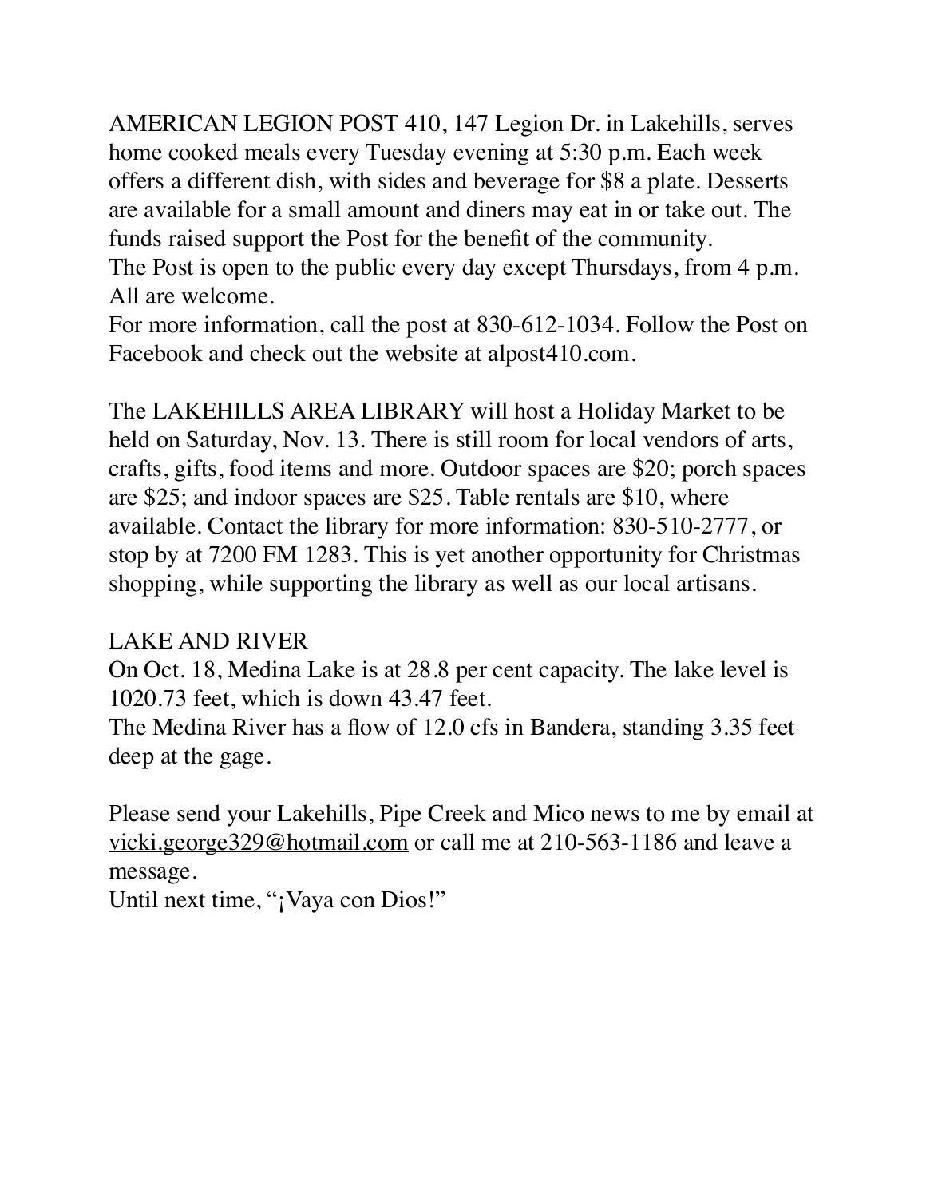AMERICAN LEGION POST 410, 147 Legion Dr. in Lakehills, serves home cooked meals every Tuesday evening at 5:30 p.m. Each week offers a different dish, with sides and beverage for $8 a plate. Desserts are available for a small amount and diners may eat in or take out. The funds raised support the Post for the benefit of the community.
The Post is open to the public every day except Thursdays, from 4 p.m. All are welcome.
For more information, call the post at 830-612-1034. Follow the Post on Facebook and check out the website at alpost410.com.

The LAKEHILLS AREA LIBRARY will host a Holiday Market to be held on Saturday, Nov. 13. There is still room for local vendors of arts, crafts, gifts, food items and more. Outdoor spaces are $20; porch spaces are $25; and indoor spaces are $25. Table rentals are $10, where available. Contact the library for more information: 830-510-2777, or stop by at 7200 FM 1283. This is yet another opportunity for Christmas shopping, while supporting the library as well as our local artisans.

LAKE AND RIVER
On Oct. 18, Medina Lake is at 28.8 per cent capacity. The lake level is 1020.73 feet, which is down 43.47 feet.
The Medina River has a flow of 12.0 cfs in Bandera, standing 3.35 feet deep at the gage.

Please send your Lakehills, Pipe Creek and Mico news to me by email at vicki.george329@hotmail.com or call me at 210-563-1186 and leave a message.
Until next time, "¡Vaya con Dios!"